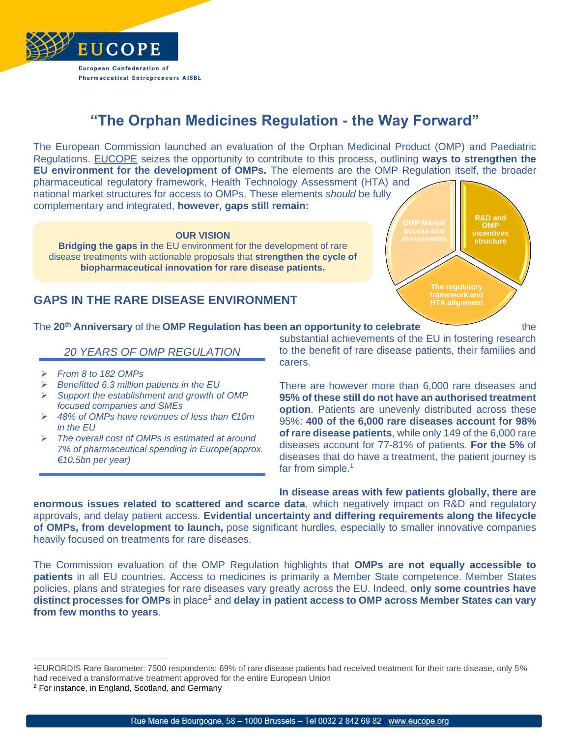EUCOPE

European Confederation of Pharmaceutical Entrepreneurs AISBL

# "The Orphan Medicines Regulation - the Way Forward"

The European Commission launched an evaluation of the Orphan Medicinal Product (OMP) and Paediatric Regulations. EUCOPE seizes the opportunity to contribute to this process, outlining **ways to strengthen the EU environment for the development of OMPs.** The elements are the OMP Regulation itself, the broader pharmaceutical regulatory framework, Health Technology Assessment (HTA) and national market structures for access to OMPs. These elements *should* be fully complementary and integrated, **however, gaps still remain:**

**OUR VISION**

**Bridging the gaps in** the EU environment for the development of rare disease treatments with actionable proposals that **strengthen the cycle of biopharmaceutical innovation for rare disease patients.**

- OMP Market access and environment
- R&D and OMP incentives structure
- The regulatory framework and HTA alignment

## GAPS IN THE RARE DISEASE ENVIRONMENT

The **20th Anniversary** of the **OMP Regulation has been an opportunity to celebrate** the substantial achievements of the EU in fostering research to the benefit of rare disease patients, their families and carers.

*20 YEARS OF OMP REGULATION*

- *From 8 to 182 OMPs*
- *Benefitted 6.3 million patients in the EU*
- *Support the establishment and growth of OMP focused companies and SMEs*
- *48% of OMPs have revenues of less than €10m in the EU*
- *The overall cost of OMPs is estimated at around 7% of pharmaceutical spending in Europe(approx. €10.5bn per year)*

There are however more than 6,000 rare diseases and **95% of these still do not have an authorised treatment option**. Patients are unevenly distributed across these 95%: **400 of the 6,000 rare diseases account for 98% of rare disease patients**, while only 149 of the 6,000 rare diseases account for 77-81% of patients. **For the 5%** of diseases that do have a treatment, the patient journey is far from simple.[1]

**In disease areas with few patients globally, there are enormous issues related to scattered and scarce data**, which negatively impact on R&D and regulatory approvals, and delay patient access. **Evidential uncertainty and differing requirements along the lifecycle of OMPs, from development to launch,** pose significant hurdles, especially to smaller innovative companies heavily focused on treatments for rare diseases.

The Commission evaluation of the OMP Regulation highlights that **OMPs are not equally accessible to patients** in all EU countries. Access to medicines is primarily a Member State competence. Member States policies, plans and strategies for rare diseases vary greatly across the EU. Indeed, **only some countries have distinct processes for OMPs** in place[2] and **delay in patient access to OMP across Member States can vary from few months to years**.

---

[1] EURORDIS Rare Barometer: 7500 respondents: 69% of rare disease patients had received treatment for their rare disease, only 5% had received a transformative treatment approved for the entire European Union

[2] For instance, in England, Scotland, and Germany

Rue Marie de Bourgogne, 58 – 1000 Brussels – Tel 0032 2 842 69 82 - www.eucope.org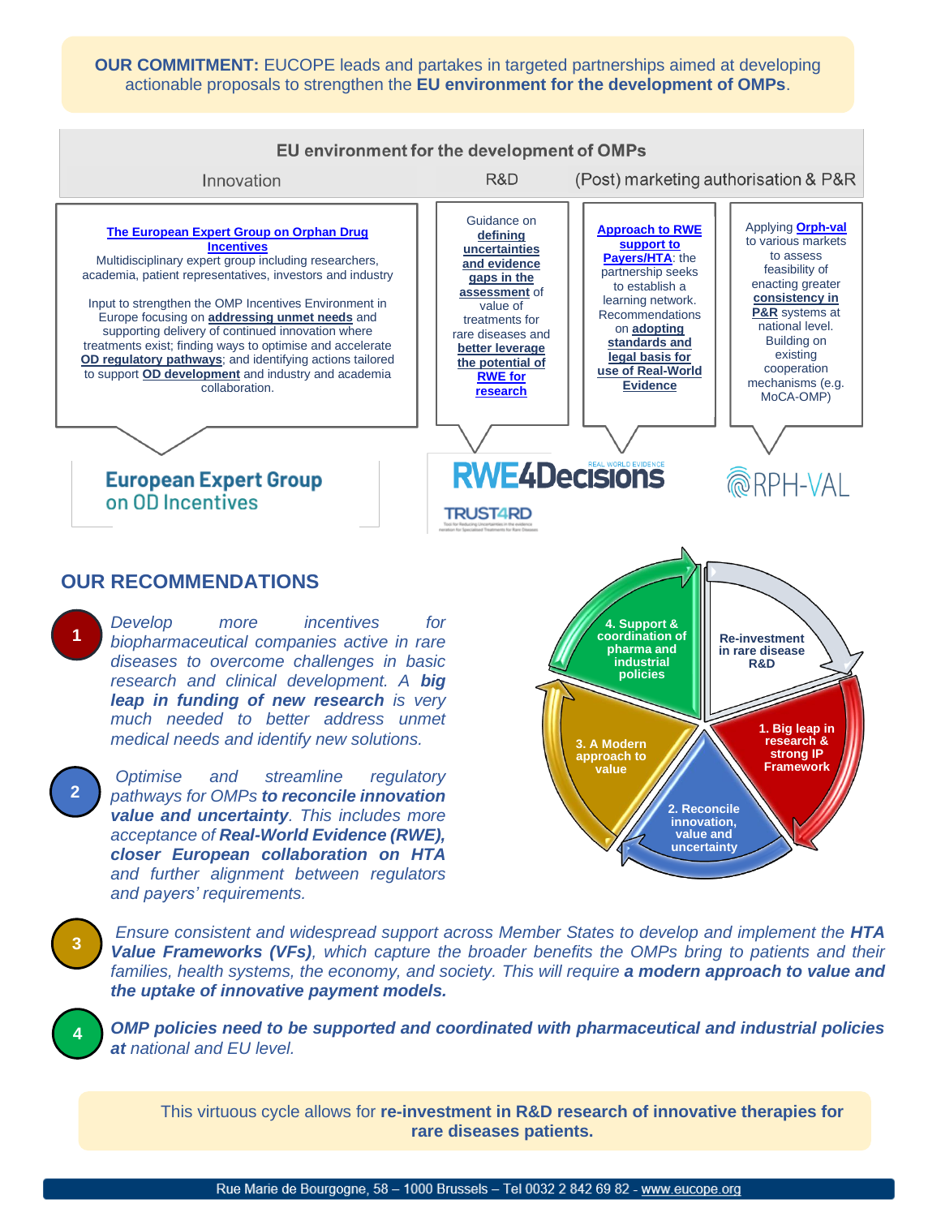**OUR COMMITMENT:** EUCOPE leads and partakes in targeted partnerships aimed at developing actionable proposals to strengthen the **EU environment for the development of OMPs**.

**EU environment for the development of OMPs**

Innovation | R&D | (Post) marketing authorisation & P&R

**The European Expert Group on Orphan Drug Incentives**
Multidisciplinary expert group including researchers, academia, patient representatives, investors and industry

Input to strengthen the OMP Incentives Environment in Europe focusing on **addressing unmet needs** and supporting delivery of continued innovation where treatments exist; finding ways to optimise and accelerate **OD regulatory pathways**; and identifying actions tailored to support **OD development** and industry and academia collaboration.

Guidance on **defining uncertainties and evidence gaps in the assessment** of value of treatments for rare diseases and **better leverage the potential of RWE for research**

**Approach to RWE support to Payers/HTA**: the partnership seeks to establish a learning network. Recommendations on **adopting standards and legal basis for use of Real-World Evidence**

Applying **Orph-val** to various markets to assess feasibility of enacting greater **consistency in P&R** systems at national level. Building on existing cooperation mechanisms (e.g. MoCA-OMP)

European Expert Group on OD Incentives

RWE4Decisions

TRUST4RD

ORPH-VAL

## OUR RECOMMENDATIONS

1. *Develop more incentives for biopharmaceutical companies active in rare diseases to overcome challenges in basic research and clinical development. A* ***big leap in funding of new research*** *is very much needed to better address unmet medical needs and identify new solutions.*

2. *Optimise and streamline regulatory pathways for OMPs* ***to reconcile innovation value and uncertainty****. This includes more acceptance of* ***Real-World Evidence (RWE), closer European collaboration on HTA*** *and further alignment between regulators and payers' requirements.*

3. *Ensure consistent and widespread support across Member States to develop and implement the* ***HTA Value Frameworks (VFs)****, which capture the broader benefits the OMPs bring to patients and their families, health systems, the economy, and society. This will require* ***a modern approach to value and the uptake of innovative payment models.***

4. ***OMP policies need to be supported and coordinated with pharmaceutical and industrial policies at*** *national and EU level.*

Re-investment in rare disease R&D

1. Big leap in research & strong IP Framework

2. Reconcile innovation, value and uncertainty

3. A Modern approach to value

4. Support & coordination of pharma and industrial policies

This virtuous cycle allows for **re-investment in R&D research of innovative therapies for rare diseases patients.**

Rue Marie de Bourgogne, 58 – 1000 Brussels – Tel 0032 2 842 69 82 - www.eucope.org